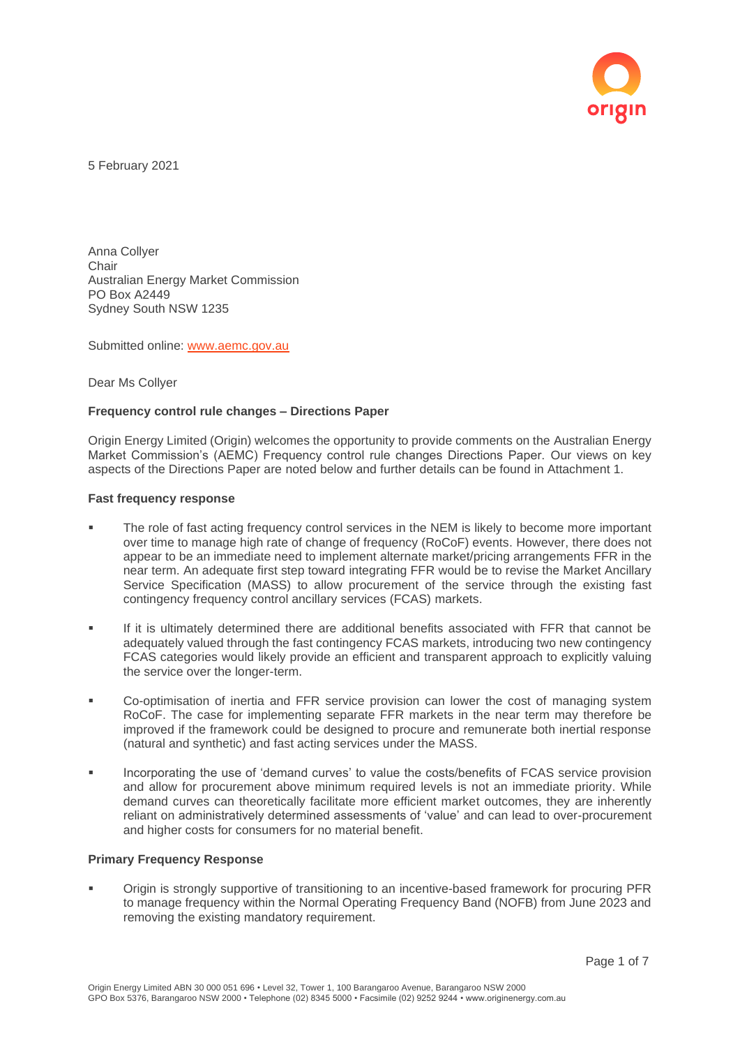5 February 2021

Anna Collyer
Chair
Australian Energy Market Commission
PO Box A2449
Sydney South NSW 1235

Submitted online: www.aemc.gov.au

Dear Ms Collyer

**Frequency control rule changes – Directions Paper**

Origin Energy Limited (Origin) welcomes the opportunity to provide comments on the Australian Energy Market Commission's (AEMC) Frequency control rule changes Directions Paper. Our views on key aspects of the Directions Paper are noted below and further details can be found in Attachment 1.

**Fast frequency response**

- The role of fast acting frequency control services in the NEM is likely to become more important over time to manage high rate of change of frequency (RoCoF) events. However, there does not appear to be an immediate need to implement alternate market/pricing arrangements FFR in the near term. An adequate first step toward integrating FFR would be to revise the Market Ancillary Service Specification (MASS) to allow procurement of the service through the existing fast contingency frequency control ancillary services (FCAS) markets.
- If it is ultimately determined there are additional benefits associated with FFR that cannot be adequately valued through the fast contingency FCAS markets, introducing two new contingency FCAS categories would likely provide an efficient and transparent approach to explicitly valuing the service over the longer-term.
- Co-optimisation of inertia and FFR service provision can lower the cost of managing system RoCoF. The case for implementing separate FFR markets in the near term may therefore be improved if the framework could be designed to procure and remunerate both inertial response (natural and synthetic) and fast acting services under the MASS.
- Incorporating the use of 'demand curves' to value the costs/benefits of FCAS service provision and allow for procurement above minimum required levels is not an immediate priority. While demand curves can theoretically facilitate more efficient market outcomes, they are inherently reliant on administratively determined assessments of 'value' and can lead to over-procurement and higher costs for consumers for no material benefit.

**Primary Frequency Response**

- Origin is strongly supportive of transitioning to an incentive-based framework for procuring PFR to manage frequency within the Normal Operating Frequency Band (NOFB) from June 2023 and removing the existing mandatory requirement.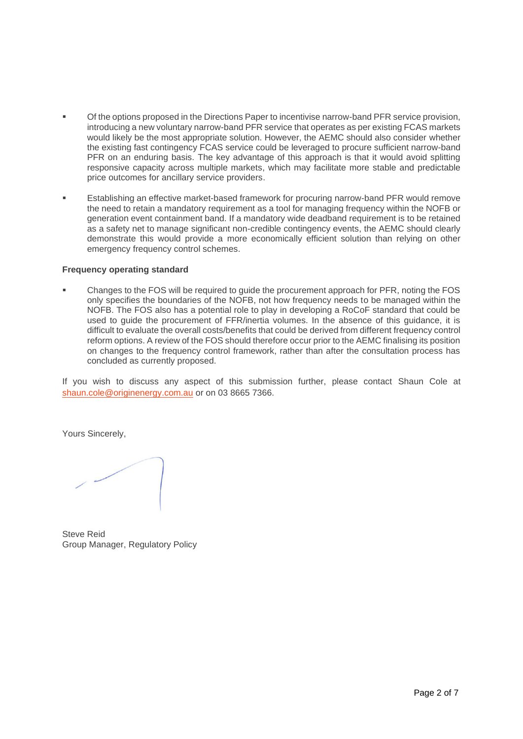- Of the options proposed in the Directions Paper to incentivise narrow-band PFR service provision, introducing a new voluntary narrow-band PFR service that operates as per existing FCAS markets would likely be the most appropriate solution. However, the AEMC should also consider whether the existing fast contingency FCAS service could be leveraged to procure sufficient narrow-band PFR on an enduring basis. The key advantage of this approach is that it would avoid splitting responsive capacity across multiple markets, which may facilitate more stable and predictable price outcomes for ancillary service providers.

- Establishing an effective market-based framework for procuring narrow-band PFR would remove the need to retain a mandatory requirement as a tool for managing frequency within the NOFB or generation event containment band. If a mandatory wide deadband requirement is to be retained as a safety net to manage significant non-credible contingency events, the AEMC should clearly demonstrate this would provide a more economically efficient solution than relying on other emergency frequency control schemes.

**Frequency operating standard**

- Changes to the FOS will be required to guide the procurement approach for PFR, noting the FOS only specifies the boundaries of the NOFB, not how frequency needs to be managed within the NOFB. The FOS also has a potential role to play in developing a RoCoF standard that could be used to guide the procurement of FFR/inertia volumes. In the absence of this guidance, it is difficult to evaluate the overall costs/benefits that could be derived from different frequency control reform options. A review of the FOS should therefore occur prior to the AEMC finalising its position on changes to the frequency control framework, rather than after the consultation process has concluded as currently proposed.

If you wish to discuss any aspect of this submission further, please contact Shaun Cole at shaun.cole@originenergy.com.au or on 03 8665 7366.

Yours Sincerely,

Steve Reid
Group Manager, Regulatory Policy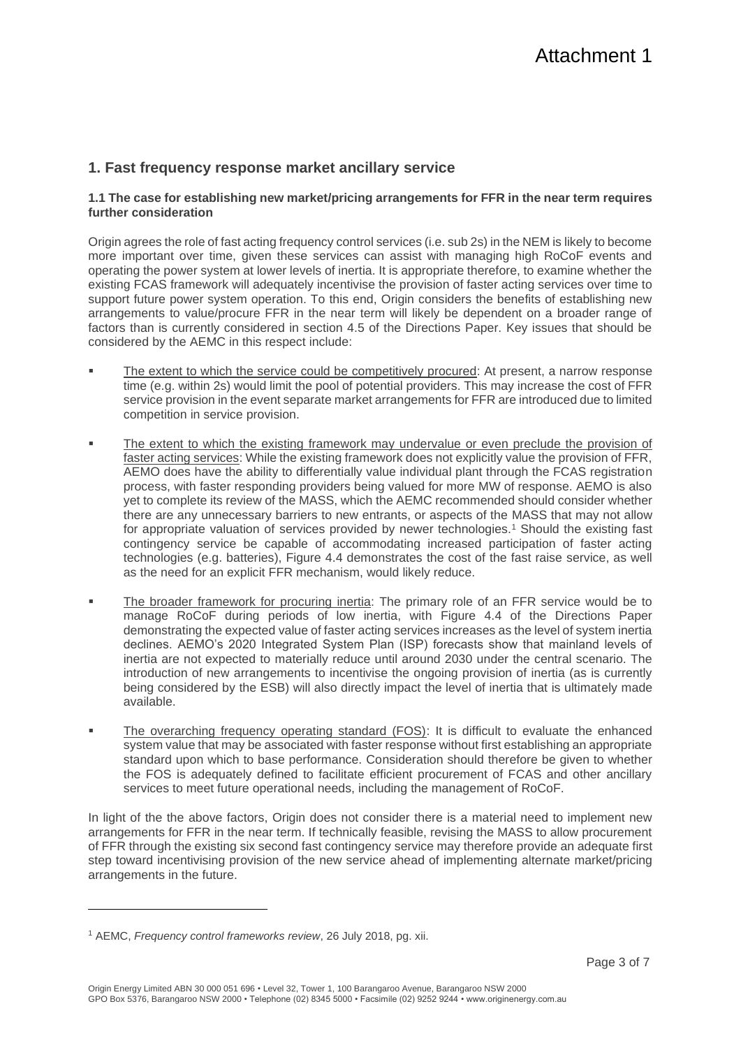Attachment 1

## 1. Fast frequency response market ancillary service

### 1.1 The case for establishing new market/pricing arrangements for FFR in the near term requires further consideration

Origin agrees the role of fast acting frequency control services (i.e. sub 2s) in the NEM is likely to become more important over time, given these services can assist with managing high RoCoF events and operating the power system at lower levels of inertia. It is appropriate therefore, to examine whether the existing FCAS framework will adequately incentivise the provision of faster acting services over time to support future power system operation. To this end, Origin considers the benefits of establishing new arrangements to value/procure FFR in the near term will likely be dependent on a broader range of factors than is currently considered in section 4.5 of the Directions Paper. Key issues that should be considered by the AEMC in this respect include:

- The extent to which the service could be competitively procured: At present, a narrow response time (e.g. within 2s) would limit the pool of potential providers. This may increase the cost of FFR service provision in the event separate market arrangements for FFR are introduced due to limited competition in service provision.
- The extent to which the existing framework may undervalue or even preclude the provision of faster acting services: While the existing framework does not explicitly value the provision of FFR, AEMO does have the ability to differentially value individual plant through the FCAS registration process, with faster responding providers being valued for more MW of response. AEMO is also yet to complete its review of the MASS, which the AEMC recommended should consider whether there are any unnecessary barriers to new entrants, or aspects of the MASS that may not allow for appropriate valuation of services provided by newer technologies.[1] Should the existing fast contingency service be capable of accommodating increased participation of faster acting technologies (e.g. batteries), Figure 4.4 demonstrates the cost of the fast raise service, as well as the need for an explicit FFR mechanism, would likely reduce.
- The broader framework for procuring inertia: The primary role of an FFR service would be to manage RoCoF during periods of low inertia, with Figure 4.4 of the Directions Paper demonstrating the expected value of faster acting services increases as the level of system inertia declines. AEMO's 2020 Integrated System Plan (ISP) forecasts show that mainland levels of inertia are not expected to materially reduce until around 2030 under the central scenario. The introduction of new arrangements to incentivise the ongoing provision of inertia (as is currently being considered by the ESB) will also directly impact the level of inertia that is ultimately made available.
- The overarching frequency operating standard (FOS): It is difficult to evaluate the enhanced system value that may be associated with faster response without first establishing an appropriate standard upon which to base performance. Consideration should therefore be given to whether the FOS is adequately defined to facilitate efficient procurement of FCAS and other ancillary services to meet future operational needs, including the management of RoCoF.

In light of the the above factors, Origin does not consider there is a material need to implement new arrangements for FFR in the near term. If technically feasible, revising the MASS to allow procurement of FFR through the existing six second fast contingency service may therefore provide an adequate first step toward incentivising provision of the new service ahead of implementing alternate market/pricing arrangements in the future.

---

[1] AEMC, *Frequency control frameworks review*, 26 July 2018, pg. xii.

Origin Energy Limited ABN 30 000 051 696 • Level 32, Tower 1, 100 Barangaroo Avenue, Barangaroo NSW 2000
GPO Box 5376, Barangaroo NSW 2000 • Telephone (02) 8345 5000 • Facsimile (02) 9252 9244 • www.originenergy.com.au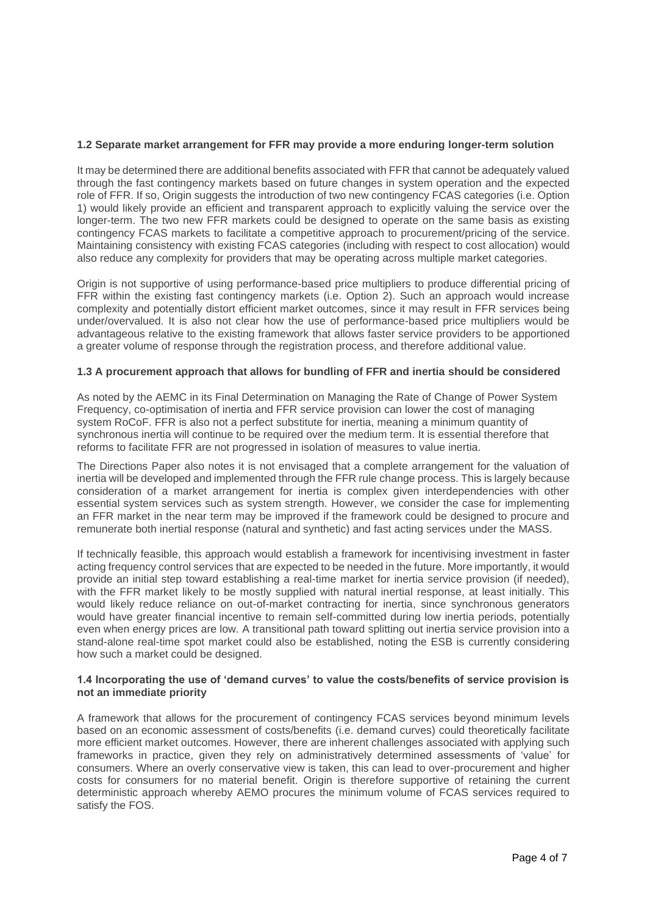### 1.2 Separate market arrangement for FFR may provide a more enduring longer-term solution

It may be determined there are additional benefits associated with FFR that cannot be adequately valued through the fast contingency markets based on future changes in system operation and the expected role of FFR. If so, Origin suggests the introduction of two new contingency FCAS categories (i.e. Option 1) would likely provide an efficient and transparent approach to explicitly valuing the service over the longer-term. The two new FFR markets could be designed to operate on the same basis as existing contingency FCAS markets to facilitate a competitive approach to procurement/pricing of the service. Maintaining consistency with existing FCAS categories (including with respect to cost allocation) would also reduce any complexity for providers that may be operating across multiple market categories.

Origin is not supportive of using performance-based price multipliers to produce differential pricing of FFR within the existing fast contingency markets (i.e. Option 2). Such an approach would increase complexity and potentially distort efficient market outcomes, since it may result in FFR services being under/overvalued. It is also not clear how the use of performance-based price multipliers would be advantageous relative to the existing framework that allows faster service providers to be apportioned a greater volume of response through the registration process, and therefore additional value.

### 1.3 A procurement approach that allows for bundling of FFR and inertia should be considered

As noted by the AEMC in its Final Determination on Managing the Rate of Change of Power System Frequency, co-optimisation of inertia and FFR service provision can lower the cost of managing system RoCoF. FFR is also not a perfect substitute for inertia, meaning a minimum quantity of synchronous inertia will continue to be required over the medium term. It is essential therefore that reforms to facilitate FFR are not progressed in isolation of measures to value inertia.

The Directions Paper also notes it is not envisaged that a complete arrangement for the valuation of inertia will be developed and implemented through the FFR rule change process. This is largely because consideration of a market arrangement for inertia is complex given interdependencies with other essential system services such as system strength. However, we consider the case for implementing an FFR market in the near term may be improved if the framework could be designed to procure and remunerate both inertial response (natural and synthetic) and fast acting services under the MASS.

If technically feasible, this approach would establish a framework for incentivising investment in faster acting frequency control services that are expected to be needed in the future. More importantly, it would provide an initial step toward establishing a real-time market for inertia service provision (if needed), with the FFR market likely to be mostly supplied with natural inertial response, at least initially. This would likely reduce reliance on out-of-market contracting for inertia, since synchronous generators would have greater financial incentive to remain self-committed during low inertia periods, potentially even when energy prices are low. A transitional path toward splitting out inertia service provision into a stand-alone real-time spot market could also be established, noting the ESB is currently considering how such a market could be designed.

### 1.4 Incorporating the use of 'demand curves' to value the costs/benefits of service provision is not an immediate priority

A framework that allows for the procurement of contingency FCAS services beyond minimum levels based on an economic assessment of costs/benefits (i.e. demand curves) could theoretically facilitate more efficient market outcomes. However, there are inherent challenges associated with applying such frameworks in practice, given they rely on administratively determined assessments of 'value' for consumers. Where an overly conservative view is taken, this can lead to over-procurement and higher costs for consumers for no material benefit. Origin is therefore supportive of retaining the current deterministic approach whereby AEMO procures the minimum volume of FCAS services required to satisfy the FOS.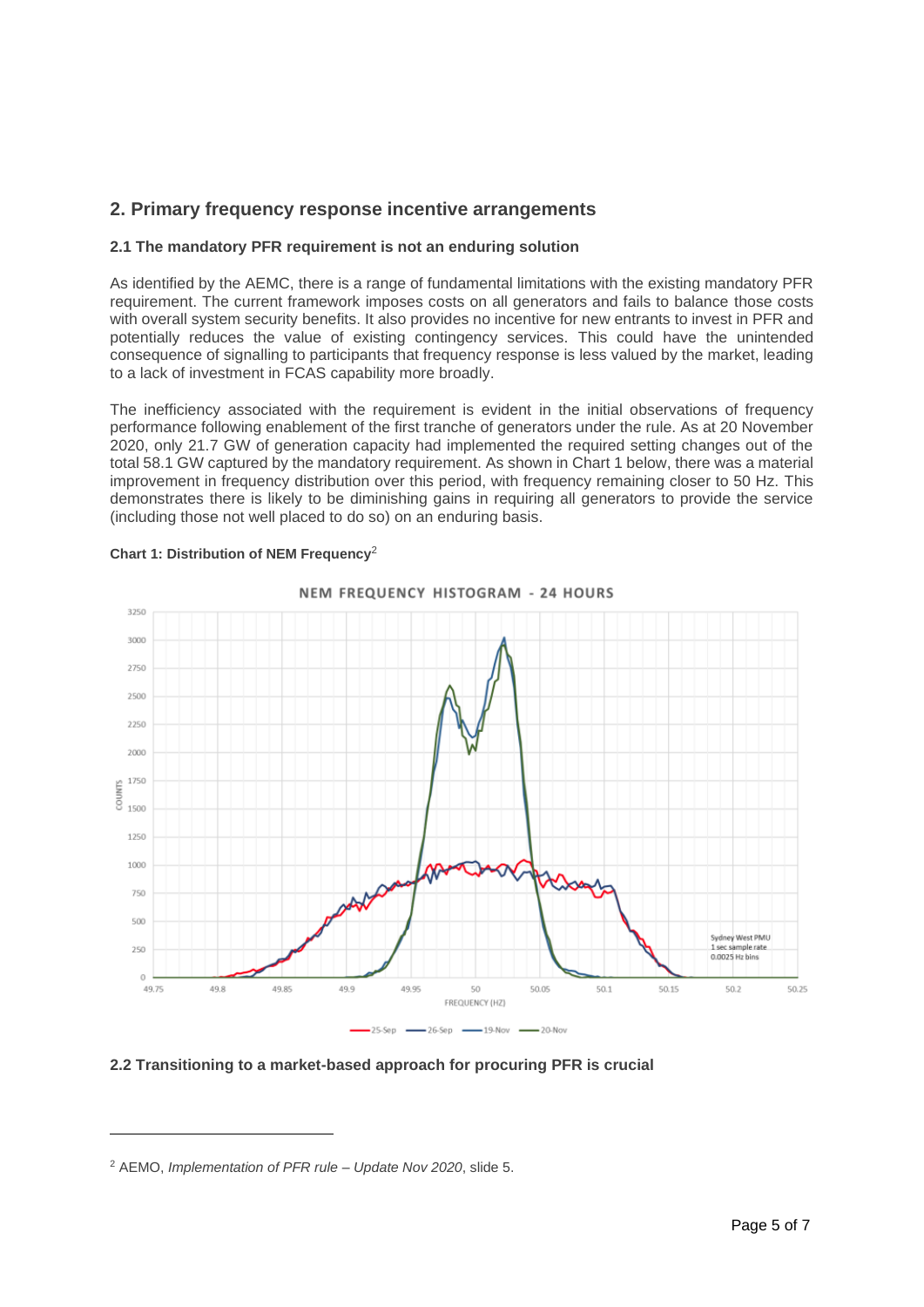## 2. Primary frequency response incentive arrangements

### 2.1 The mandatory PFR requirement is not an enduring solution

As identified by the AEMC, there is a range of fundamental limitations with the existing mandatory PFR requirement. The current framework imposes costs on all generators and fails to balance those costs with overall system security benefits. It also provides no incentive for new entrants to invest in PFR and potentially reduces the value of existing contingency services. This could have the unintended consequence of signalling to participants that frequency response is less valued by the market, leading to a lack of investment in FCAS capability more broadly.

The inefficiency associated with the requirement is evident in the initial observations of frequency performance following enablement of the first tranche of generators under the rule. As at 20 November 2020, only 21.7 GW of generation capacity had implemented the required setting changes out of the total 58.1 GW captured by the mandatory requirement. As shown in Chart 1 below, there was a material improvement in frequency distribution over this period, with frequency remaining closer to 50 Hz. This demonstrates there is likely to be diminishing gains in requiring all generators to provide the service (including those not well placed to do so) on an enduring basis.

**Chart 1: Distribution of NEM Frequency**[2]

### 2.2 Transitioning to a market-based approach for procuring PFR is crucial

---

[2] AEMO, *Implementation of PFR rule – Update Nov 2020*, slide 5.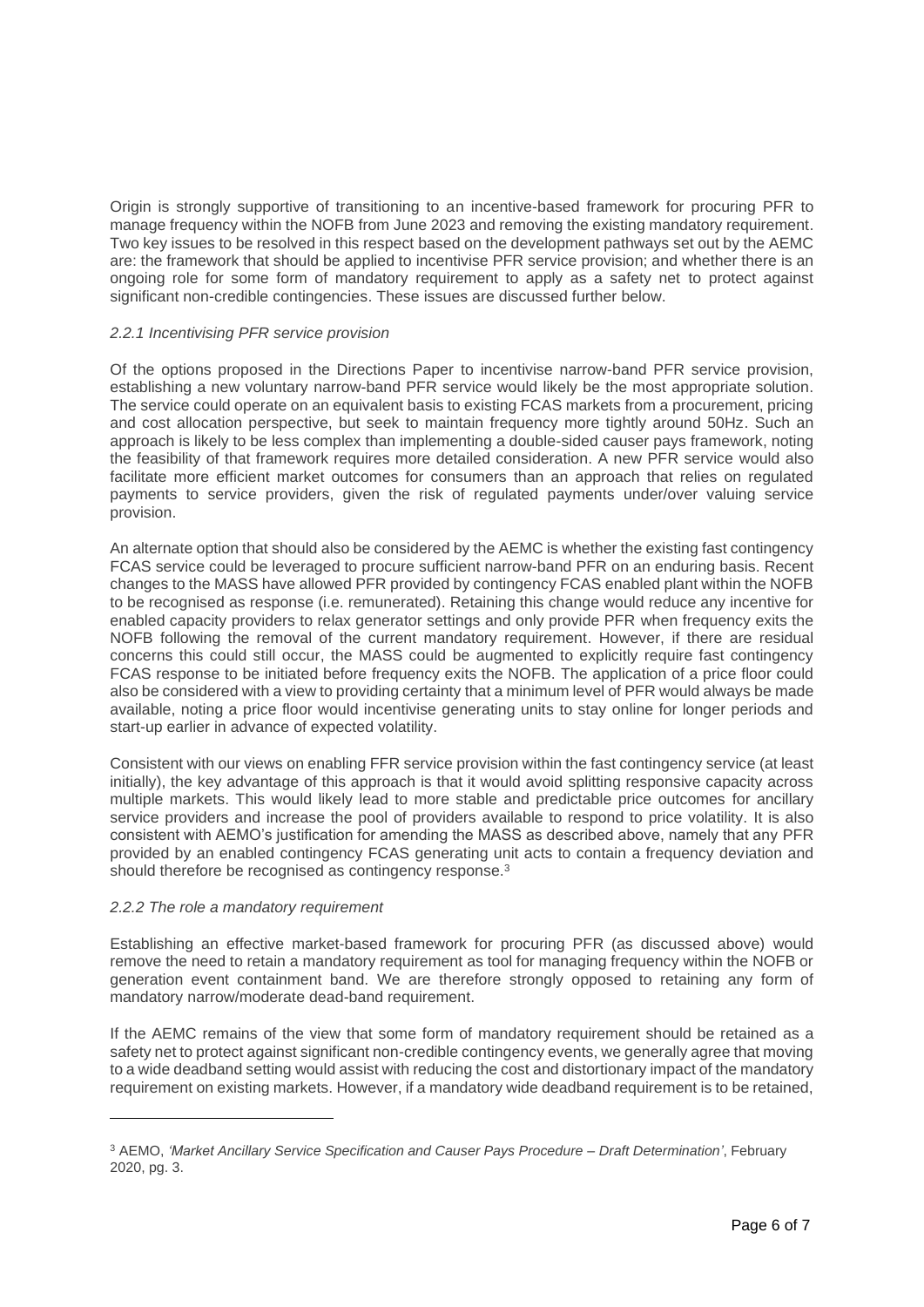Origin is strongly supportive of transitioning to an incentive-based framework for procuring PFR to manage frequency within the NOFB from June 2023 and removing the existing mandatory requirement. Two key issues to be resolved in this respect based on the development pathways set out by the AEMC are: the framework that should be applied to incentivise PFR service provision; and whether there is an ongoing role for some form of mandatory requirement to apply as a safety net to protect against significant non-credible contingencies. These issues are discussed further below.

#### *2.2.1 Incentivising PFR service provision*

Of the options proposed in the Directions Paper to incentivise narrow-band PFR service provision, establishing a new voluntary narrow-band PFR service would likely be the most appropriate solution. The service could operate on an equivalent basis to existing FCAS markets from a procurement, pricing and cost allocation perspective, but seek to maintain frequency more tightly around 50Hz. Such an approach is likely to be less complex than implementing a double-sided causer pays framework, noting the feasibility of that framework requires more detailed consideration. A new PFR service would also facilitate more efficient market outcomes for consumers than an approach that relies on regulated payments to service providers, given the risk of regulated payments under/over valuing service provision.

An alternate option that should also be considered by the AEMC is whether the existing fast contingency FCAS service could be leveraged to procure sufficient narrow-band PFR on an enduring basis. Recent changes to the MASS have allowed PFR provided by contingency FCAS enabled plant within the NOFB to be recognised as response (i.e. remunerated). Retaining this change would reduce any incentive for enabled capacity providers to relax generator settings and only provide PFR when frequency exits the NOFB following the removal of the current mandatory requirement. However, if there are residual concerns this could still occur, the MASS could be augmented to explicitly require fast contingency FCAS response to be initiated before frequency exits the NOFB. The application of a price floor could also be considered with a view to providing certainty that a minimum level of PFR would always be made available, noting a price floor would incentivise generating units to stay online for longer periods and start-up earlier in advance of expected volatility.

Consistent with our views on enabling FFR service provision within the fast contingency service (at least initially), the key advantage of this approach is that it would avoid splitting responsive capacity across multiple markets. This would likely lead to more stable and predictable price outcomes for ancillary service providers and increase the pool of providers available to respond to price volatility. It is also consistent with AEMO's justification for amending the MASS as described above, namely that any PFR provided by an enabled contingency FCAS generating unit acts to contain a frequency deviation and should therefore be recognised as contingency response.[3]

#### *2.2.2 The role a mandatory requirement*

Establishing an effective market-based framework for procuring PFR (as discussed above) would remove the need to retain a mandatory requirement as tool for managing frequency within the NOFB or generation event containment band. We are therefore strongly opposed to retaining any form of mandatory narrow/moderate dead-band requirement.

If the AEMC remains of the view that some form of mandatory requirement should be retained as a safety net to protect against significant non-credible contingency events, we generally agree that moving to a wide deadband setting would assist with reducing the cost and distortionary impact of the mandatory requirement on existing markets. However, if a mandatory wide deadband requirement is to be retained,

---

[3] AEMO, *'Market Ancillary Service Specification and Causer Pays Procedure – Draft Determination'*, February 2020, pg. 3.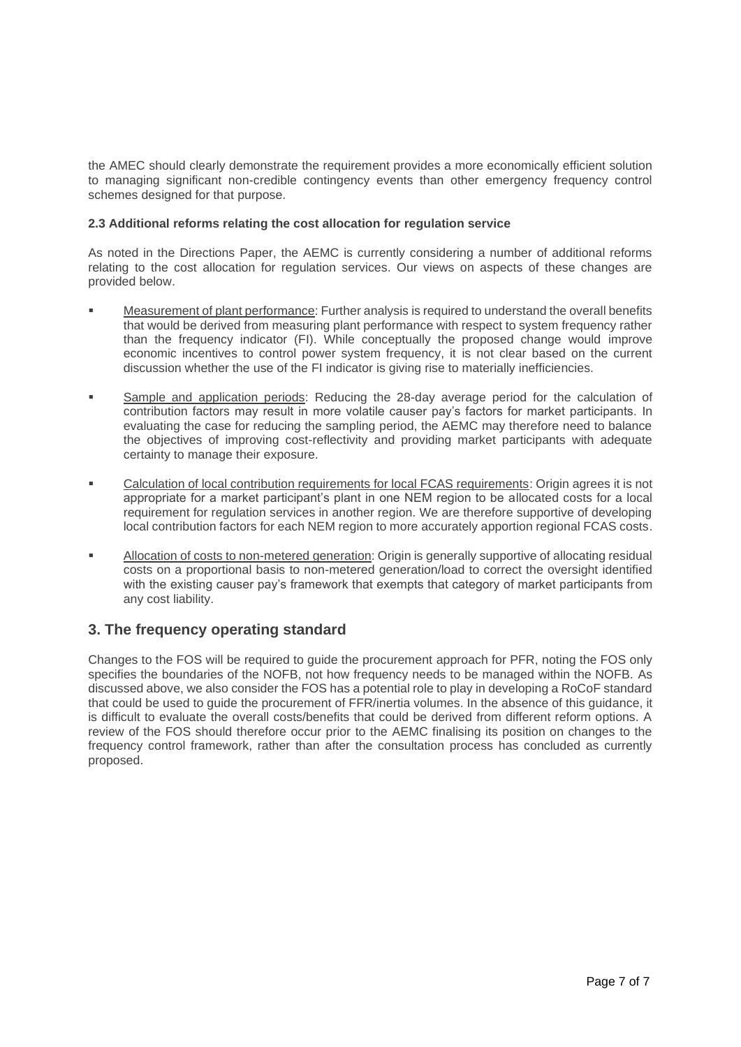the AMEC should clearly demonstrate the requirement provides a more economically efficient solution to managing significant non-credible contingency events than other emergency frequency control schemes designed for that purpose.

#### 2.3 Additional reforms relating the cost allocation for regulation service

As noted in the Directions Paper, the AEMC is currently considering a number of additional reforms relating to the cost allocation for regulation services. Our views on aspects of these changes are provided below.

- Measurement of plant performance: Further analysis is required to understand the overall benefits that would be derived from measuring plant performance with respect to system frequency rather than the frequency indicator (FI). While conceptually the proposed change would improve economic incentives to control power system frequency, it is not clear based on the current discussion whether the use of the FI indicator is giving rise to materially inefficiencies.
- Sample and application periods: Reducing the 28-day average period for the calculation of contribution factors may result in more volatile causer pay's factors for market participants. In evaluating the case for reducing the sampling period, the AEMC may therefore need to balance the objectives of improving cost-reflectivity and providing market participants with adequate certainty to manage their exposure.
- Calculation of local contribution requirements for local FCAS requirements: Origin agrees it is not appropriate for a market participant's plant in one NEM region to be allocated costs for a local requirement for regulation services in another region. We are therefore supportive of developing local contribution factors for each NEM region to more accurately apportion regional FCAS costs.
- Allocation of costs to non-metered generation: Origin is generally supportive of allocating residual costs on a proportional basis to non-metered generation/load to correct the oversight identified with the existing causer pay's framework that exempts that category of market participants from any cost liability.

## 3. The frequency operating standard

Changes to the FOS will be required to guide the procurement approach for PFR, noting the FOS only specifies the boundaries of the NOFB, not how frequency needs to be managed within the NOFB. As discussed above, we also consider the FOS has a potential role to play in developing a RoCoF standard that could be used to guide the procurement of FFR/inertia volumes. In the absence of this guidance, it is difficult to evaluate the overall costs/benefits that could be derived from different reform options. A review of the FOS should therefore occur prior to the AEMC finalising its position on changes to the frequency control framework, rather than after the consultation process has concluded as currently proposed.